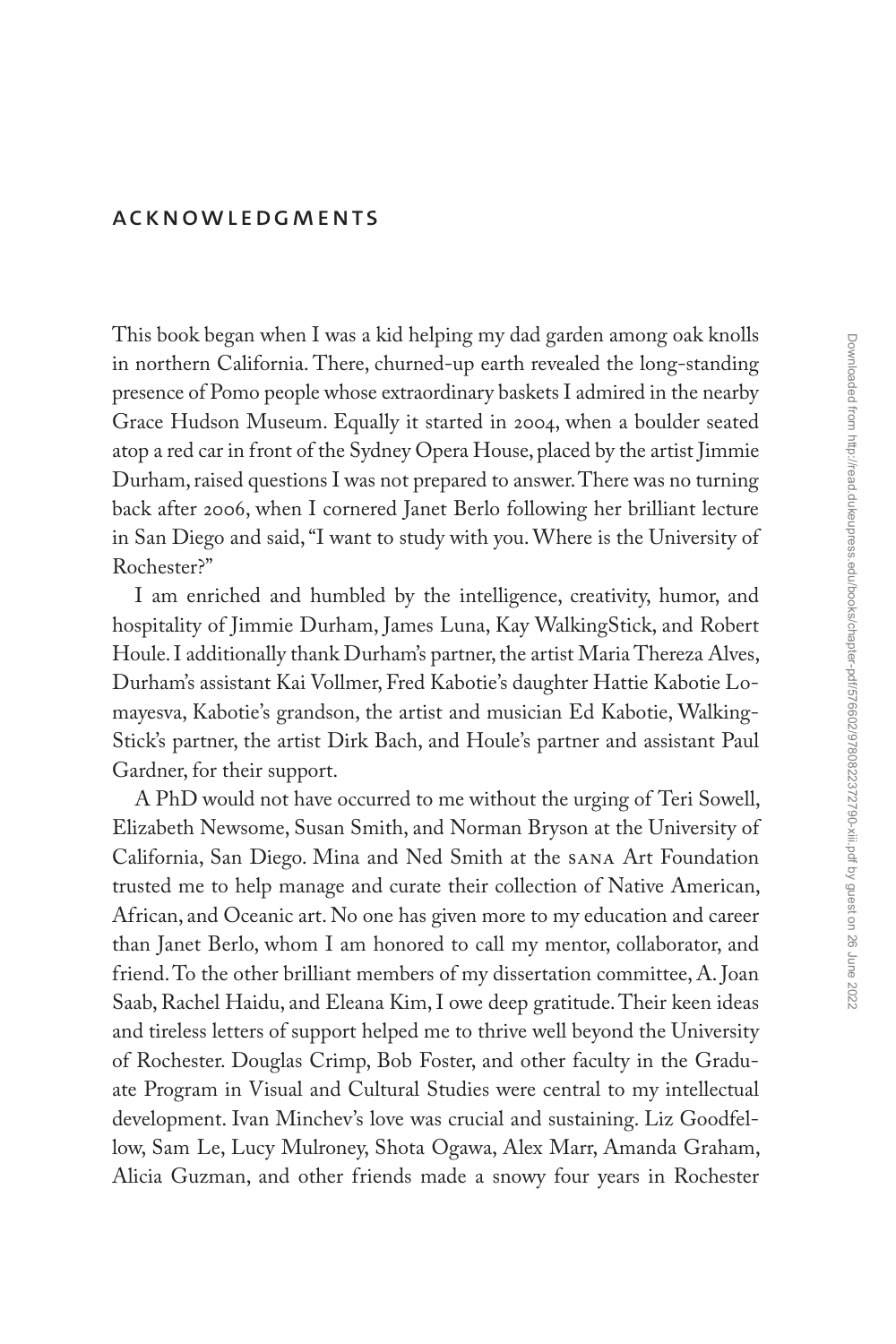# ACKNOWLEDGMENTS

This book began when I was a kid helping my dad garden among oak knolls in northern California. There, churned-up earth revealed the long-standing presence of Pomo people whose extraordinary baskets I admired in the nearby Grace Hudson Museum. Equally it started in 2004, when a boulder seated atop a red car in front of the Sydney Opera House, placed by the artist Jimmie Durham, raised questions I was not prepared to answer. There was no turning back after 2006, when I cornered Janet Berlo following her brilliant lecture in San Diego and said, "I want to study with you. Where is the University of Rochester?"

I am enriched and humbled by the intelligence, creativity, humor, and hospitality of Jimmie Durham, James Luna, Kay WalkingStick, and Robert Houle. I additionally thank Durham's partner, the artist Maria Thereza Alves, Durham's assistant Kai Vollmer, Fred Kabotie's daughter Hattie Kabotie Lomayesva, Kabotie's grandson, the artist and musician Ed Kabotie, WalkingStick's partner, the artist Dirk Bach, and Houle's partner and assistant Paul Gardner, for their support.

A PhD would not have occurred to me without the urging of Teri Sowell, Elizabeth Newsome, Susan Smith, and Norman Bryson at the University of California, San Diego. Mina and Ned Smith at the SANA Art Foundation trusted me to help manage and curate their collection of Native American, African, and Oceanic art. No one has given more to my education and career than Janet Berlo, whom I am honored to call my mentor, collaborator, and friend. To the other brilliant members of my dissertation committee, A. Joan Saab, Rachel Haidu, and Eleana Kim, I owe deep gratitude. Their keen ideas and tireless letters of support helped me to thrive well beyond the University of Rochester. Douglas Crimp, Bob Foster, and other faculty in the Graduate Program in Visual and Cultural Studies were central to my intellectual development. Ivan Minchev's love was crucial and sustaining. Liz Goodfellow, Sam Le, Lucy Mulroney, Shota Ogawa, Alex Marr, Amanda Graham, Alicia Guzman, and other friends made a snowy four years in Rochester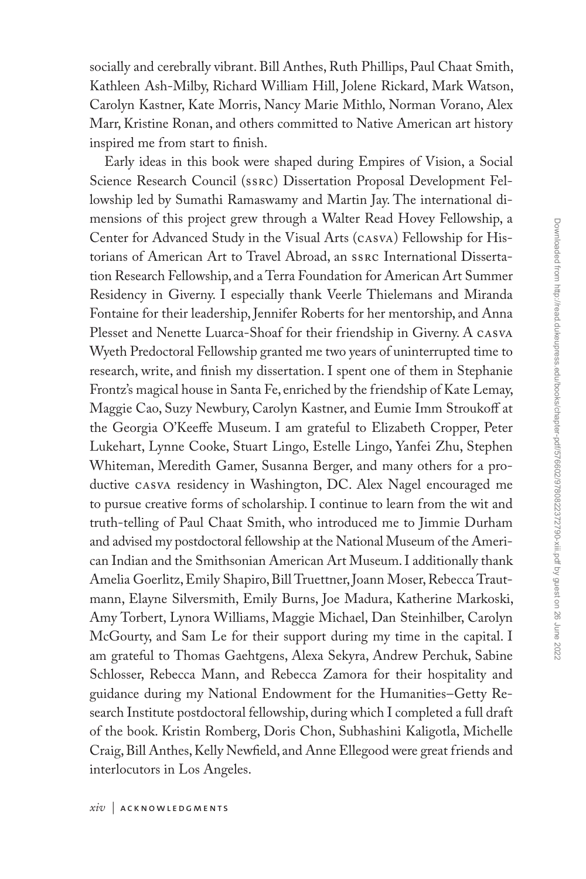socially and cerebrally vibrant. Bill Anthes, Ruth Phillips, Paul Chaat Smith, Kathleen Ash-Milby, Richard William Hill, Jolene Rickard, Mark Watson, Carolyn Kastner, Kate Morris, Nancy Marie Mithlo, Norman Vorano, Alex Marr, Kristine Ronan, and others committed to Native American art history inspired me from start to finish.

Early ideas in this book were shaped during Empires of Vision, a Social Science Research Council (SSRC) Dissertation Proposal Development Fellowship led by Sumathi Ramaswamy and Martin Jay. The international dimensions of this project grew through a Walter Read Hovey Fellowship, a Center for Advanced Study in the Visual Arts (CASVA) Fellowship for Historians of American Art to Travel Abroad, an SSRC International Dissertation Research Fellowship, and a Terra Foundation for American Art Summer Residency in Giverny. I especially thank Veerle Thielemans and Miranda Fontaine for their leadership, Jennifer Roberts for her mentorship, and Anna Plesset and Nenette Luarca-Shoaf for their friendship in Giverny. A CASVA Wyeth Predoctoral Fellowship granted me two years of uninterrupted time to research, write, and finish my dissertation. I spent one of them in Stephanie Frontz's magical house in Santa Fe, enriched by the friendship of Kate Lemay, Maggie Cao, Suzy Newbury, Carolyn Kastner, and Eumie Imm Stroukoff at the Georgia O'Keeffe Museum. I am grateful to Elizabeth Cropper, Peter Lukehart, Lynne Cooke, Stuart Lingo, Estelle Lingo, Yanfei Zhu, Stephen Whiteman, Meredith Gamer, Susanna Berger, and many others for a productive CASVA residency in Washington, DC. Alex Nagel encouraged me to pursue creative forms of scholarship. I continue to learn from the wit and truth-telling of Paul Chaat Smith, who introduced me to Jimmie Durham and advised my postdoctoral fellowship at the National Museum of the American Indian and the Smithsonian American Art Museum. I additionally thank Amelia Goerlitz, Emily Shapiro, Bill Truettner, Joann Moser, Rebecca Trautmann, Elayne Silversmith, Emily Burns, Joe Madura, Katherine Markoski, Amy Torbert, Lynora Williams, Maggie Michael, Dan Steinhilber, Carolyn McGourty, and Sam Le for their support during my time in the capital. I am grateful to Thomas Gaehtgens, Alexa Sekyra, Andrew Perchuk, Sabine Schlosser, Rebecca Mann, and Rebecca Zamora for their hospitality and guidance during my National Endowment for the Humanities–Getty Research Institute postdoctoral fellowship, during which I completed a full draft of the book. Kristin Romberg, Doris Chon, Subhashini Kaligotla, Michelle Craig, Bill Anthes, Kelly Newfield, and Anne Ellegood were great friends and interlocutors in Los Angeles.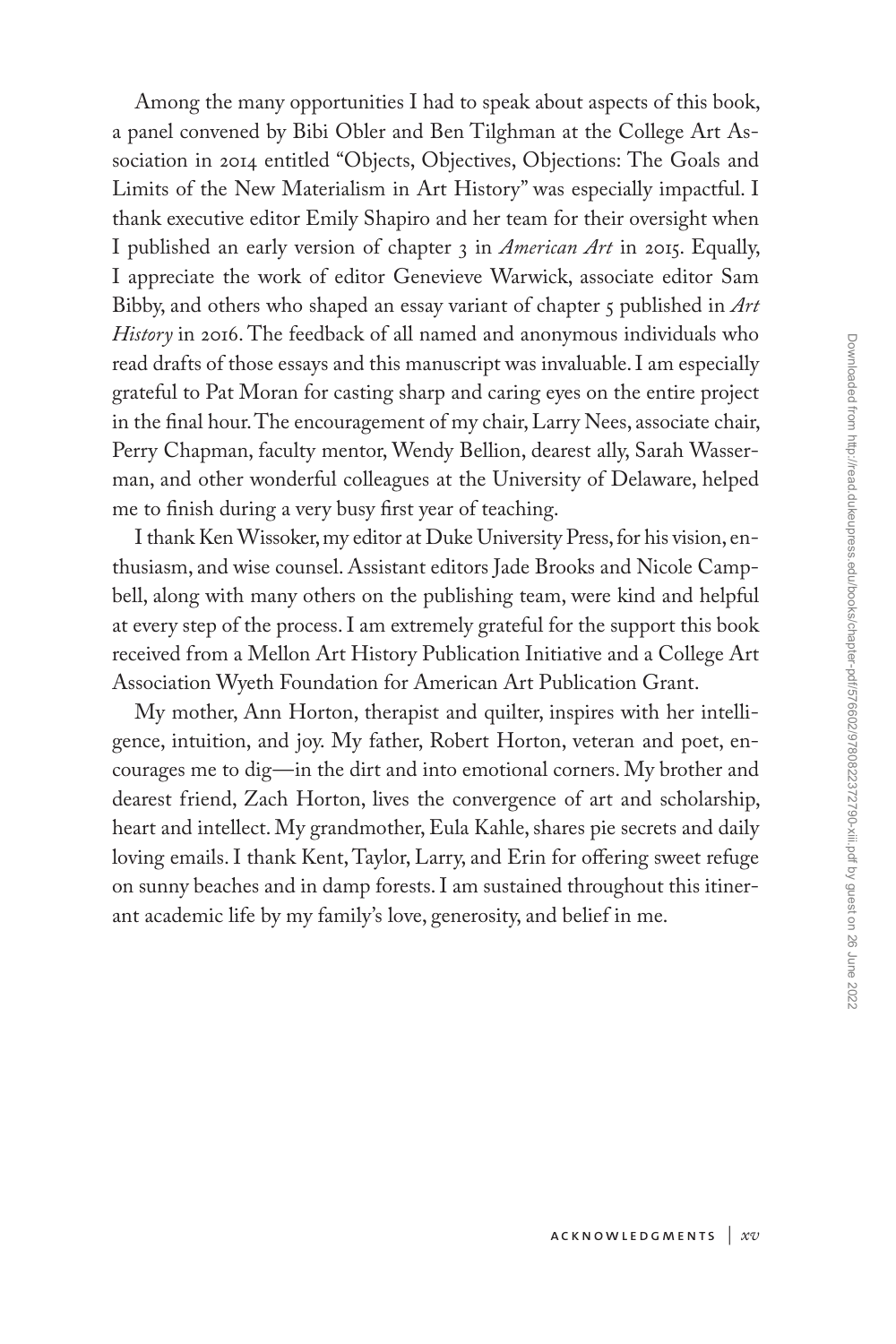Among the many opportunities I had to speak about aspects of this book, a panel convened by Bibi Obler and Ben Tilghman at the College Art Association in 2014 entitled "Objects, Objectives, Objections: The Goals and Limits of the New Materialism in Art History" was especially impactful. I thank executive editor Emily Shapiro and her team for their oversight when I published an early version of chapter 3 in *American Art* in 2015. Equally, I appreciate the work of editor Genevieve Warwick, associate editor Sam Bibby, and others who shaped an essay variant of chapter 5 published in *Art History* in 2016. The feedback of all named and anonymous individuals who read drafts of those essays and this manuscript was invaluable. I am especially grateful to Pat Moran for casting sharp and caring eyes on the entire project in the final hour. The encouragement of my chair, Larry Nees, associate chair, Perry Chapman, faculty mentor, Wendy Bellion, dearest ally, Sarah Wasserman, and other wonderful colleagues at the University of Delaware, helped me to finish during a very busy first year of teaching.

I thank Ken Wissoker, my editor at Duke University Press, for his vision, enthusiasm, and wise counsel. Assistant editors Jade Brooks and Nicole Campbell, along with many others on the publishing team, were kind and helpful at every step of the process. I am extremely grateful for the support this book received from a Mellon Art History Publication Initiative and a College Art Association Wyeth Foundation for American Art Publication Grant.

My mother, Ann Horton, therapist and quilter, inspires with her intelligence, intuition, and joy. My father, Robert Horton, veteran and poet, encourages me to dig—in the dirt and into emotional corners. My brother and dearest friend, Zach Horton, lives the convergence of art and scholarship, heart and intellect. My grandmother, Eula Kahle, shares pie secrets and daily loving emails. I thank Kent, Taylor, Larry, and Erin for offering sweet refuge on sunny beaches and in damp forests. I am sustained throughout this itinerant academic life by my family's love, generosity, and belief in me.